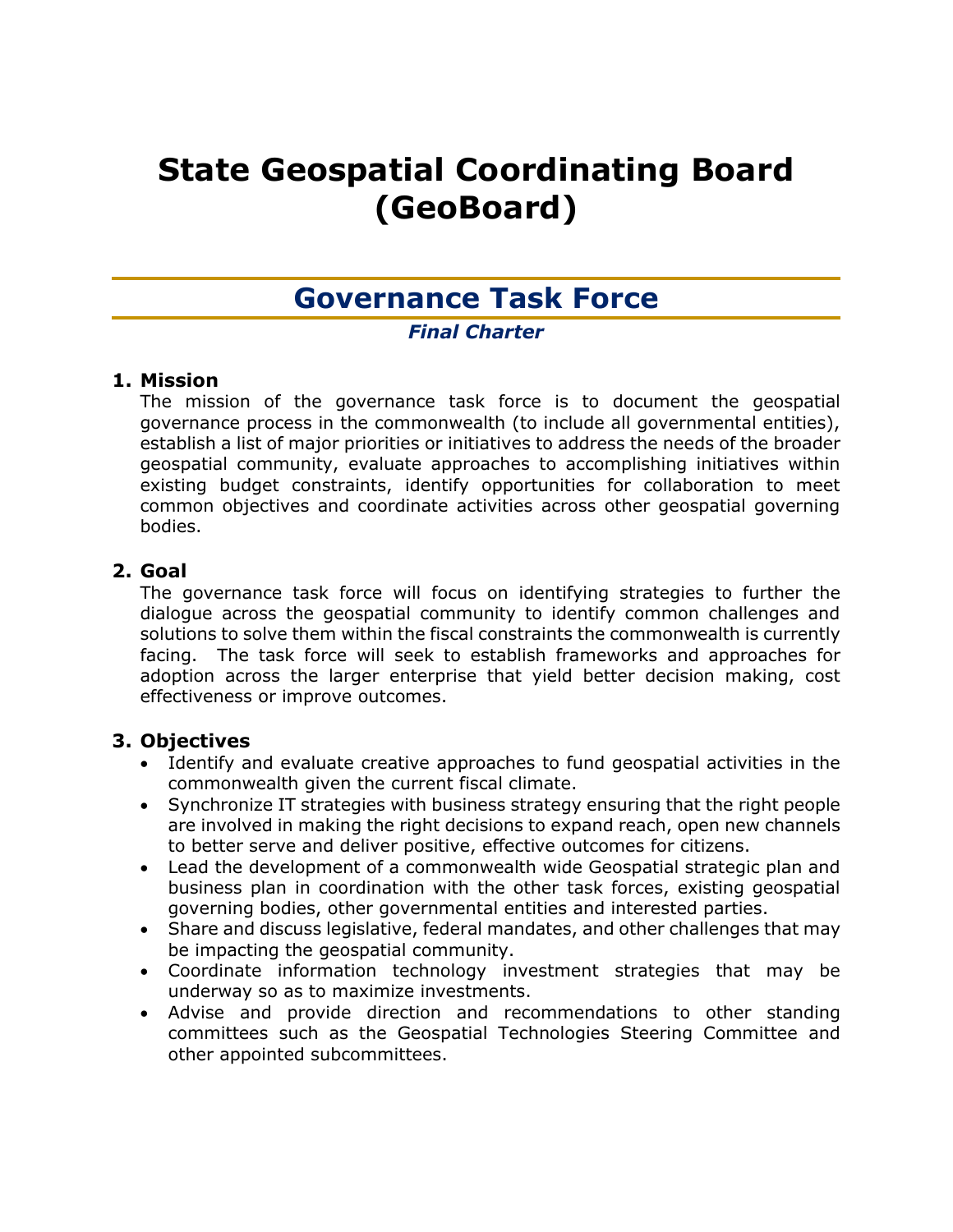# State Geospatial Coordinating Board (GeoBoard)

## Governance Task Force

***Final Charter***

### 1. Mission

The mission of the governance task force is to document the geospatial governance process in the commonwealth (to include all governmental entities), establish a list of major priorities or initiatives to address the needs of the broader geospatial community, evaluate approaches to accomplishing initiatives within existing budget constraints, identify opportunities for collaboration to meet common objectives and coordinate activities across other geospatial governing bodies.

### 2. Goal

The governance task force will focus on identifying strategies to further the dialogue across the geospatial community to identify common challenges and solutions to solve them within the fiscal constraints the commonwealth is currently facing. The task force will seek to establish frameworks and approaches for adoption across the larger enterprise that yield better decision making, cost effectiveness or improve outcomes.

### 3. Objectives

- Identify and evaluate creative approaches to fund geospatial activities in the commonwealth given the current fiscal climate.
- Synchronize IT strategies with business strategy ensuring that the right people are involved in making the right decisions to expand reach, open new channels to better serve and deliver positive, effective outcomes for citizens.
- Lead the development of a commonwealth wide Geospatial strategic plan and business plan in coordination with the other task forces, existing geospatial governing bodies, other governmental entities and interested parties.
- Share and discuss legislative, federal mandates, and other challenges that may be impacting the geospatial community.
- Coordinate information technology investment strategies that may be underway so as to maximize investments.
- Advise and provide direction and recommendations to other standing committees such as the Geospatial Technologies Steering Committee and other appointed subcommittees.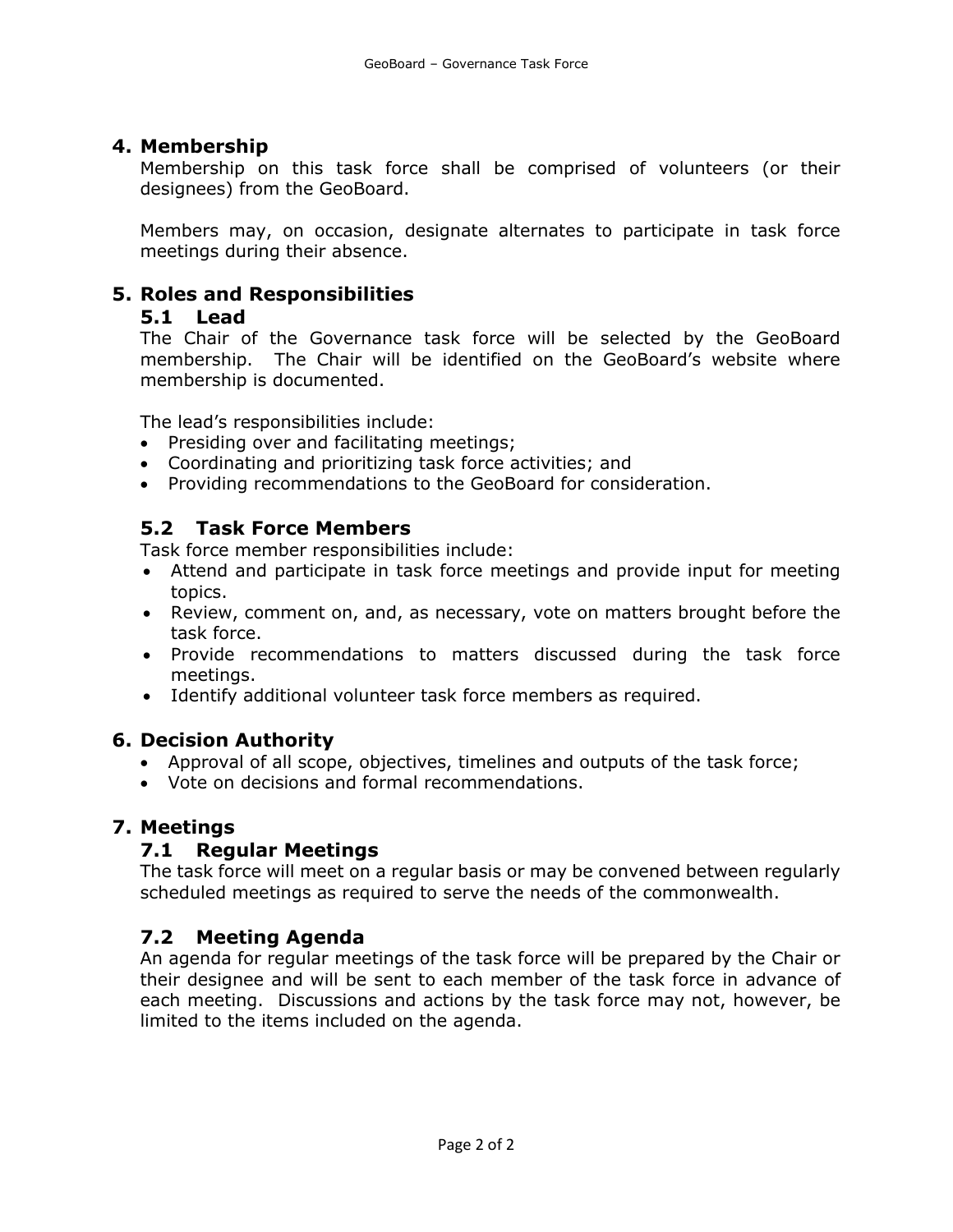## 4. Membership

Membership on this task force shall be comprised of volunteers (or their designees) from the GeoBoard.

Members may, on occasion, designate alternates to participate in task force meetings during their absence.

## 5. Roles and Responsibilities

### 5.1 Lead

The Chair of the Governance task force will be selected by the GeoBoard membership. The Chair will be identified on the GeoBoard's website where membership is documented.

The lead's responsibilities include:

- Presiding over and facilitating meetings;
- Coordinating and prioritizing task force activities; and
- Providing recommendations to the GeoBoard for consideration.

### 5.2 Task Force Members

Task force member responsibilities include:

- Attend and participate in task force meetings and provide input for meeting topics.
- Review, comment on, and, as necessary, vote on matters brought before the task force.
- Provide recommendations to matters discussed during the task force meetings.
- Identify additional volunteer task force members as required.

## 6. Decision Authority

- Approval of all scope, objectives, timelines and outputs of the task force;
- Vote on decisions and formal recommendations.

## 7. Meetings

### 7.1 Regular Meetings

The task force will meet on a regular basis or may be convened between regularly scheduled meetings as required to serve the needs of the commonwealth.

### 7.2 Meeting Agenda

An agenda for regular meetings of the task force will be prepared by the Chair or their designee and will be sent to each member of the task force in advance of each meeting. Discussions and actions by the task force may not, however, be limited to the items included on the agenda.